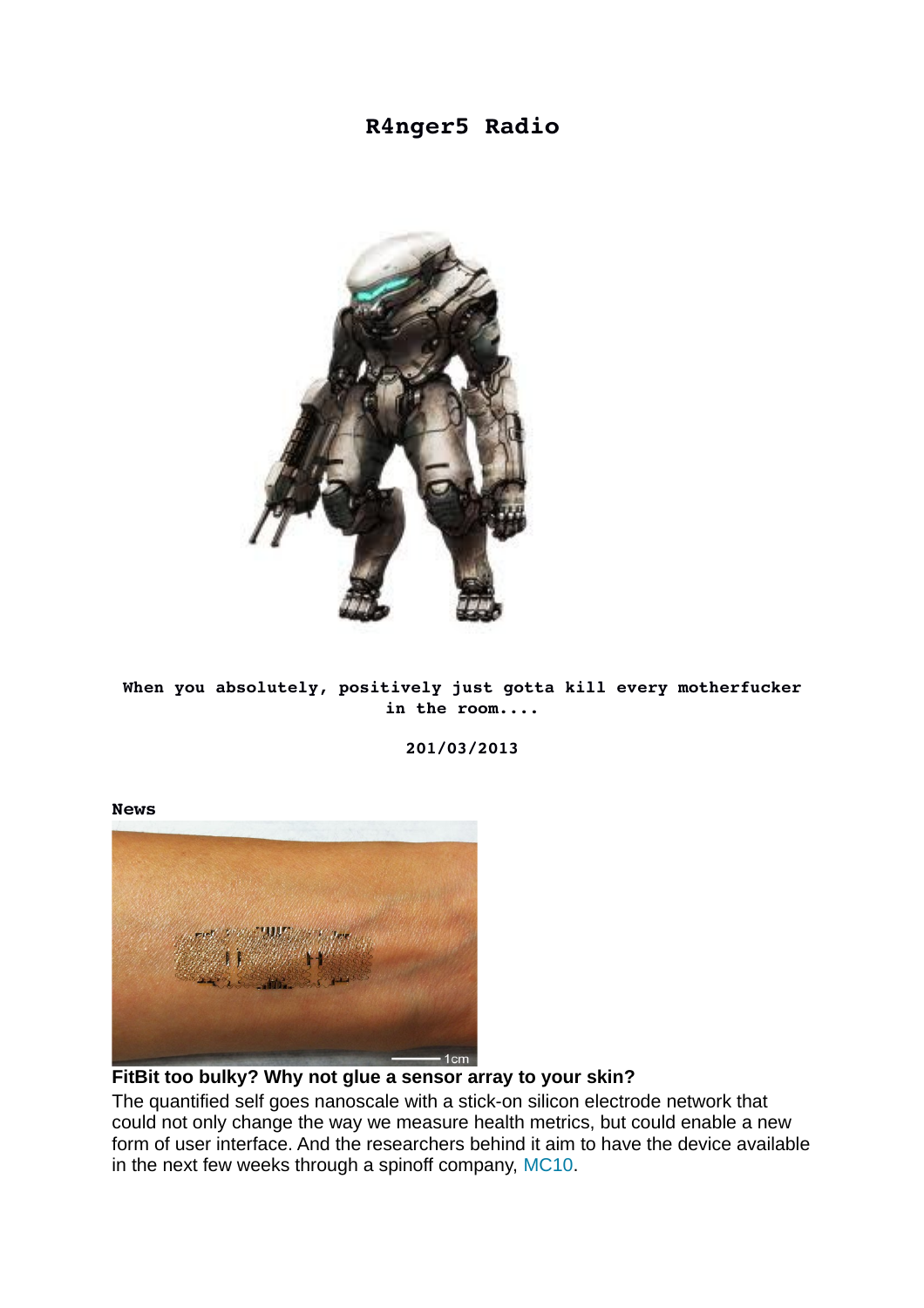# R4nger5 Radio

**When you absolutely, positively just gotta kill every motherfucker in the room....**

**201/03/2013**

**News**

### FitBit too bulky? Why not glue a sensor array to your skin?

The quantified self goes nanoscale with a stick-on silicon electrode network that could not only change the way we measure health metrics, but could enable a new form of user interface. And the researchers behind it aim to have the device available in the next few weeks through a spinoff company, MC10.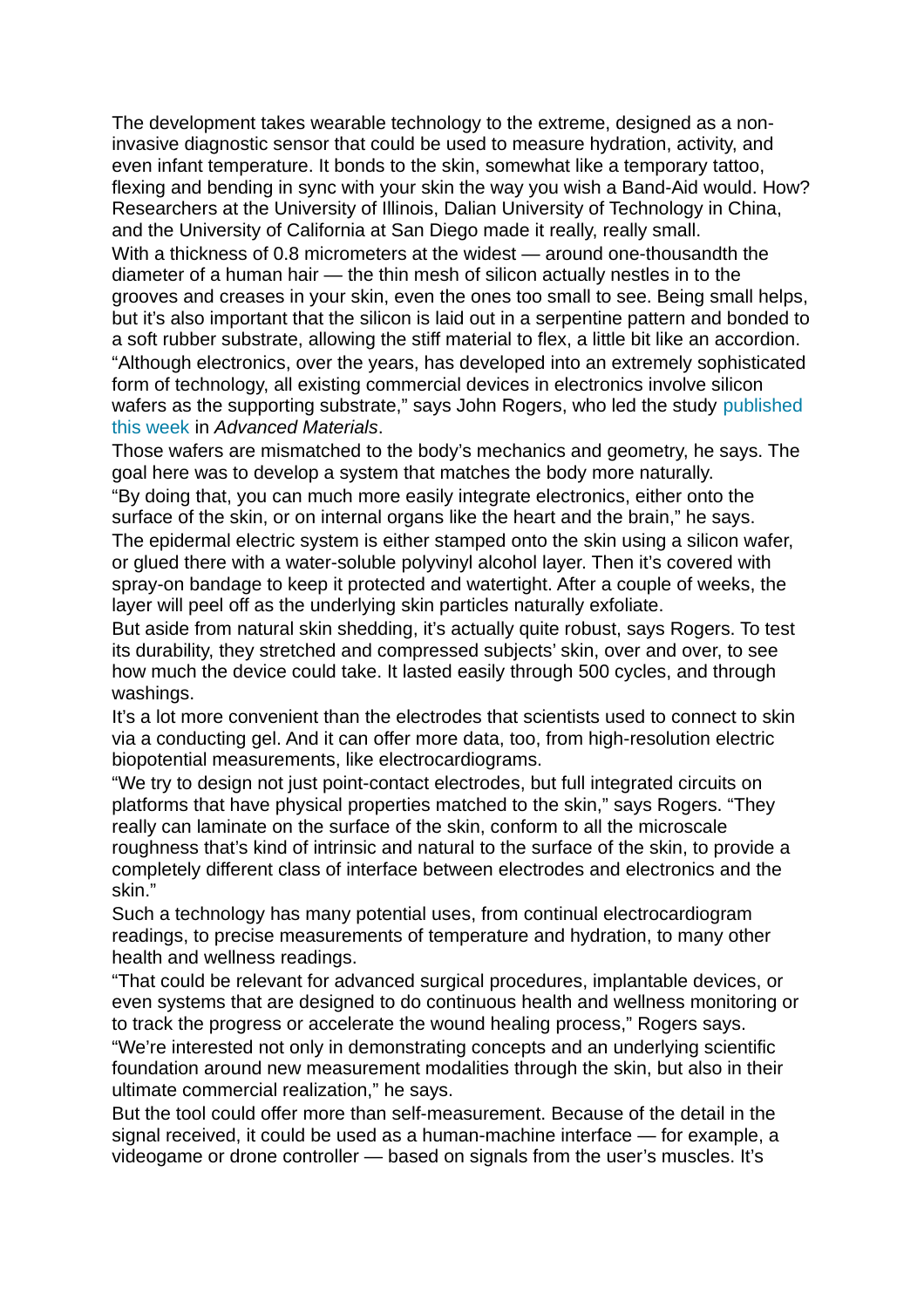The development takes wearable technology to the extreme, designed as a non-invasive diagnostic sensor that could be used to measure hydration, activity, and even infant temperature. It bonds to the skin, somewhat like a temporary tattoo, flexing and bending in sync with your skin the way you wish a Band-Aid would. How? Researchers at the University of Illinois, Dalian University of Technology in China, and the University of California at San Diego made it really, really small.

With a thickness of 0.8 micrometers at the widest — around one-thousandth the diameter of a human hair — the thin mesh of silicon actually nestles in to the grooves and creases in your skin, even the ones too small to see. Being small helps, but it's also important that the silicon is laid out in a serpentine pattern and bonded to a soft rubber substrate, allowing the stiff material to flex, a little bit like an accordion.

"Although electronics, over the years, has developed into an extremely sophisticated form of technology, all existing commercial devices in electronics involve silicon wafers as the supporting substrate," says John Rogers, who led the study published this week in *Advanced Materials*.

Those wafers are mismatched to the body's mechanics and geometry, he says. The goal here was to develop a system that matches the body more naturally.

"By doing that, you can much more easily integrate electronics, either onto the surface of the skin, or on internal organs like the heart and the brain," he says.

The epidermal electric system is either stamped onto the skin using a silicon wafer, or glued there with a water-soluble polyvinyl alcohol layer. Then it's covered with spray-on bandage to keep it protected and watertight. After a couple of weeks, the layer will peel off as the underlying skin particles naturally exfoliate.

But aside from natural skin shedding, it's actually quite robust, says Rogers. To test its durability, they stretched and compressed subjects' skin, over and over, to see how much the device could take. It lasted easily through 500 cycles, and through washings.

It's a lot more convenient than the electrodes that scientists used to connect to skin via a conducting gel. And it can offer more data, too, from high-resolution electric biopotential measurements, like electrocardiograms.

"We try to design not just point-contact electrodes, but full integrated circuits on platforms that have physical properties matched to the skin," says Rogers. "They really can laminate on the surface of the skin, conform to all the microscale roughness that's kind of intrinsic and natural to the surface of the skin, to provide a completely different class of interface between electrodes and electronics and the skin."

Such a technology has many potential uses, from continual electrocardiogram readings, to precise measurements of temperature and hydration, to many other health and wellness readings.

"That could be relevant for advanced surgical procedures, implantable devices, or even systems that are designed to do continuous health and wellness monitoring or to track the progress or accelerate the wound healing process," Rogers says.

"We're interested not only in demonstrating concepts and an underlying scientific foundation around new measurement modalities through the skin, but also in their ultimate commercial realization," he says.

But the tool could offer more than self-measurement. Because of the detail in the signal received, it could be used as a human-machine interface — for example, a videogame or drone controller — based on signals from the user's muscles. It's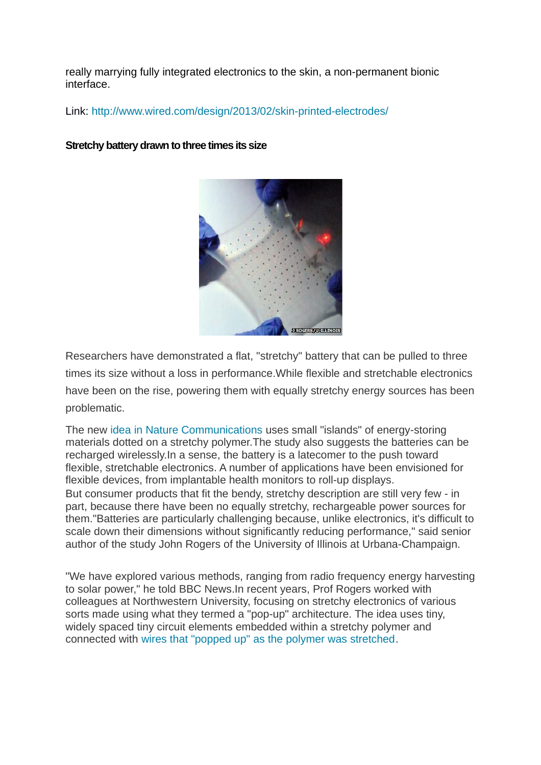really marrying fully integrated electronics to the skin, a non-permanent bionic interface.

Link: http://www.wired.com/design/2013/02/skin-printed-electrodes/

**Stretchy battery drawn to three times its size**

Researchers have demonstrated a flat, "stretchy" battery that can be pulled to three times its size without a loss in performance.While flexible and stretchable electronics have been on the rise, powering them with equally stretchy energy sources has been problematic.

The new idea in Nature Communications uses small "islands" of energy-storing materials dotted on a stretchy polymer.The study also suggests the batteries can be recharged wirelessly.In a sense, the battery is a latecomer to the push toward flexible, stretchable electronics. A number of applications have been envisioned for flexible devices, from implantable health monitors to roll-up displays.
But consumer products that fit the bendy, stretchy description are still very few - in part, because there have been no equally stretchy, rechargeable power sources for them."Batteries are particularly challenging because, unlike electronics, it's difficult to scale down their dimensions without significantly reducing performance," said senior author of the study John Rogers of the University of Illinois at Urbana-Champaign.

"We have explored various methods, ranging from radio frequency energy harvesting to solar power," he told BBC News.In recent years, Prof Rogers worked with colleagues at Northwestern University, focusing on stretchy electronics of various sorts made using what they termed a "pop-up" architecture. The idea uses tiny, widely spaced tiny circuit elements embedded within a stretchy polymer and connected with wires that "popped up" as the polymer was stretched.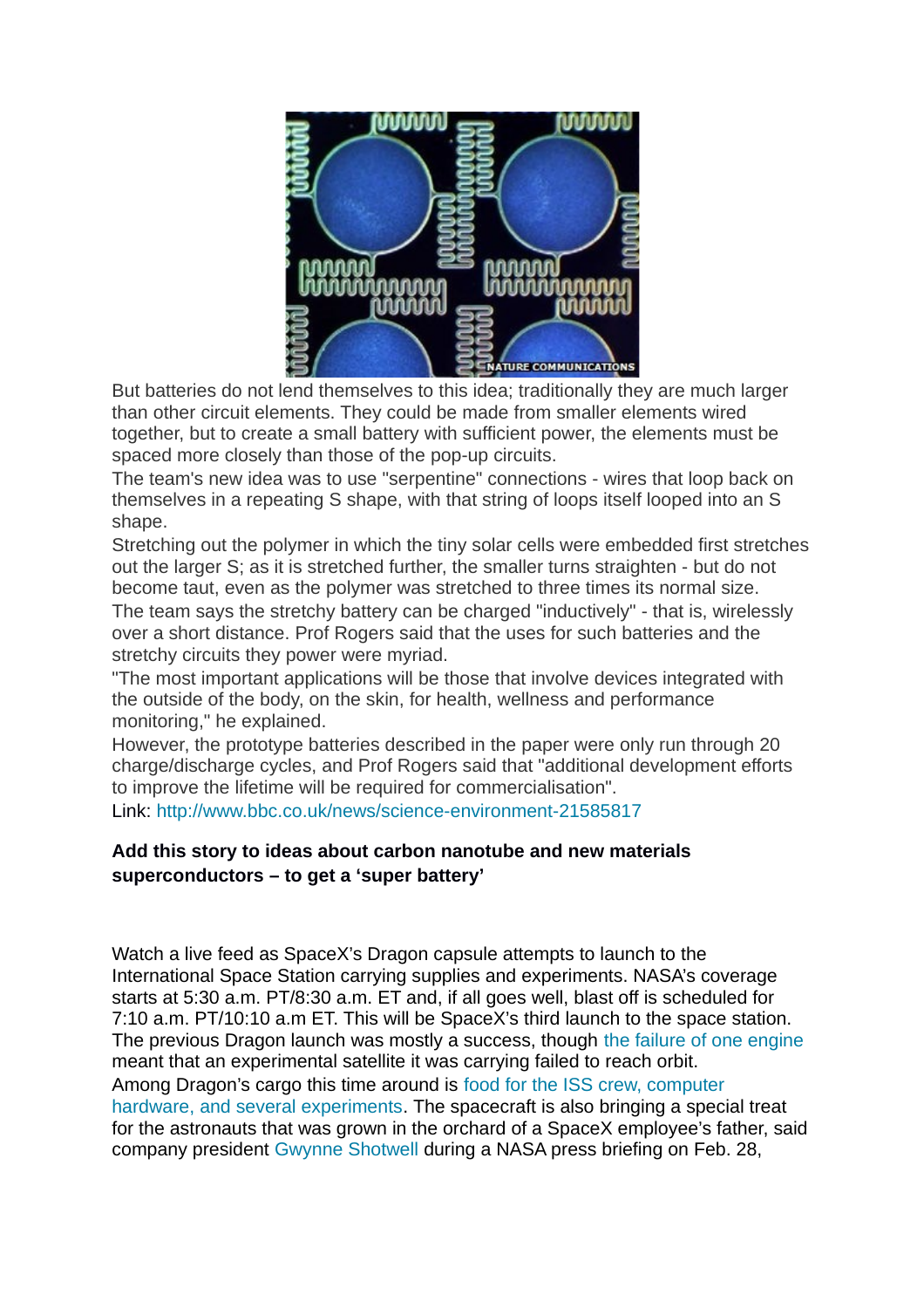But batteries do not lend themselves to this idea; traditionally they are much larger than other circuit elements. They could be made from smaller elements wired together, but to create a small battery with sufficient power, the elements must be spaced more closely than those of the pop-up circuits.

The team's new idea was to use "serpentine" connections - wires that loop back on themselves in a repeating S shape, with that string of loops itself looped into an S shape.

Stretching out the polymer in which the tiny solar cells were embedded first stretches out the larger S; as it is stretched further, the smaller turns straighten - but do not become taut, even as the polymer was stretched to three times its normal size.

The team says the stretchy battery can be charged "inductively" - that is, wirelessly over a short distance. Prof Rogers said that the uses for such batteries and the stretchy circuits they power were myriad.

"The most important applications will be those that involve devices integrated with the outside of the body, on the skin, for health, wellness and performance monitoring," he explained.

However, the prototype batteries described in the paper were only run through 20 charge/discharge cycles, and Prof Rogers said that "additional development efforts to improve the lifetime will be required for commercialisation".

Link: http://www.bbc.co.uk/news/science-environment-21585817

**Add this story to ideas about carbon nanotube and new materials superconductors – to get a 'super battery'**

Watch a live feed as SpaceX's Dragon capsule attempts to launch to the International Space Station carrying supplies and experiments. NASA's coverage starts at 5:30 a.m. PT/8:30 a.m. ET and, if all goes well, blast off is scheduled for 7:10 a.m. PT/10:10 a.m ET. This will be SpaceX's third launch to the space station. The previous Dragon launch was mostly a success, though the failure of one engine meant that an experimental satellite it was carrying failed to reach orbit.

Among Dragon's cargo this time around is food for the ISS crew, computer hardware, and several experiments. The spacecraft is also bringing a special treat for the astronauts that was grown in the orchard of a SpaceX employee's father, said company president Gwynne Shotwell during a NASA press briefing on Feb. 28,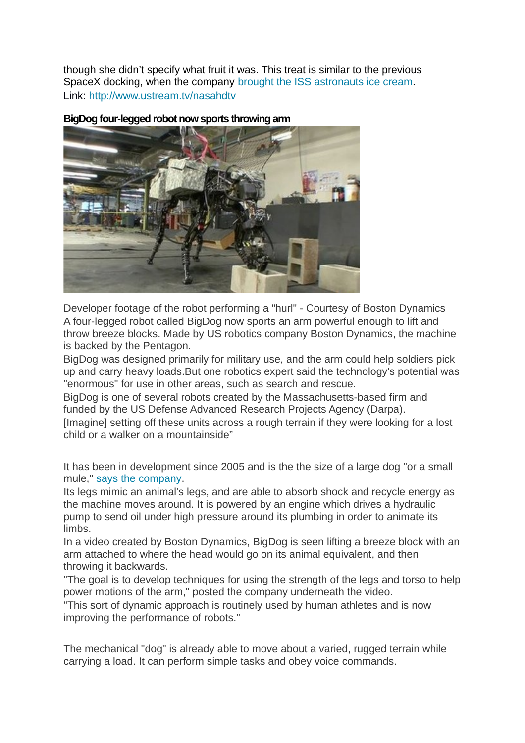though she didn't specify what fruit it was. This treat is similar to the previous SpaceX docking, when the company brought the ISS astronauts ice cream.
Link: http://www.ustream.tv/nasahdtv

**BigDog four-legged robot now sports throwing arm**

Developer footage of the robot performing a "hurl" - Courtesy of Boston Dynamics

A four-legged robot called BigDog now sports an arm powerful enough to lift and throw breeze blocks. Made by US robotics company Boston Dynamics, the machine is backed by the Pentagon.

BigDog was designed primarily for military use, and the arm could help soldiers pick up and carry heavy loads.But one robotics expert said the technology's potential was "enormous" for use in other areas, such as search and rescue.

BigDog is one of several robots created by the Massachusetts-based firm and funded by the US Defense Advanced Research Projects Agency (Darpa).

[Imagine] setting off these units across a rough terrain if they were looking for a lost child or a walker on a mountainside"

It has been in development since 2005 and is the the size of a large dog "or a small mule," says the company.

Its legs mimic an animal's legs, and are able to absorb shock and recycle energy as the machine moves around. It is powered by an engine which drives a hydraulic pump to send oil under high pressure around its plumbing in order to animate its limbs.

In a video created by Boston Dynamics, BigDog is seen lifting a breeze block with an arm attached to where the head would go on its animal equivalent, and then throwing it backwards.

"The goal is to develop techniques for using the strength of the legs and torso to help power motions of the arm," posted the company underneath the video.

"This sort of dynamic approach is routinely used by human athletes and is now improving the performance of robots."

The mechanical "dog" is already able to move about a varied, rugged terrain while carrying a load. It can perform simple tasks and obey voice commands.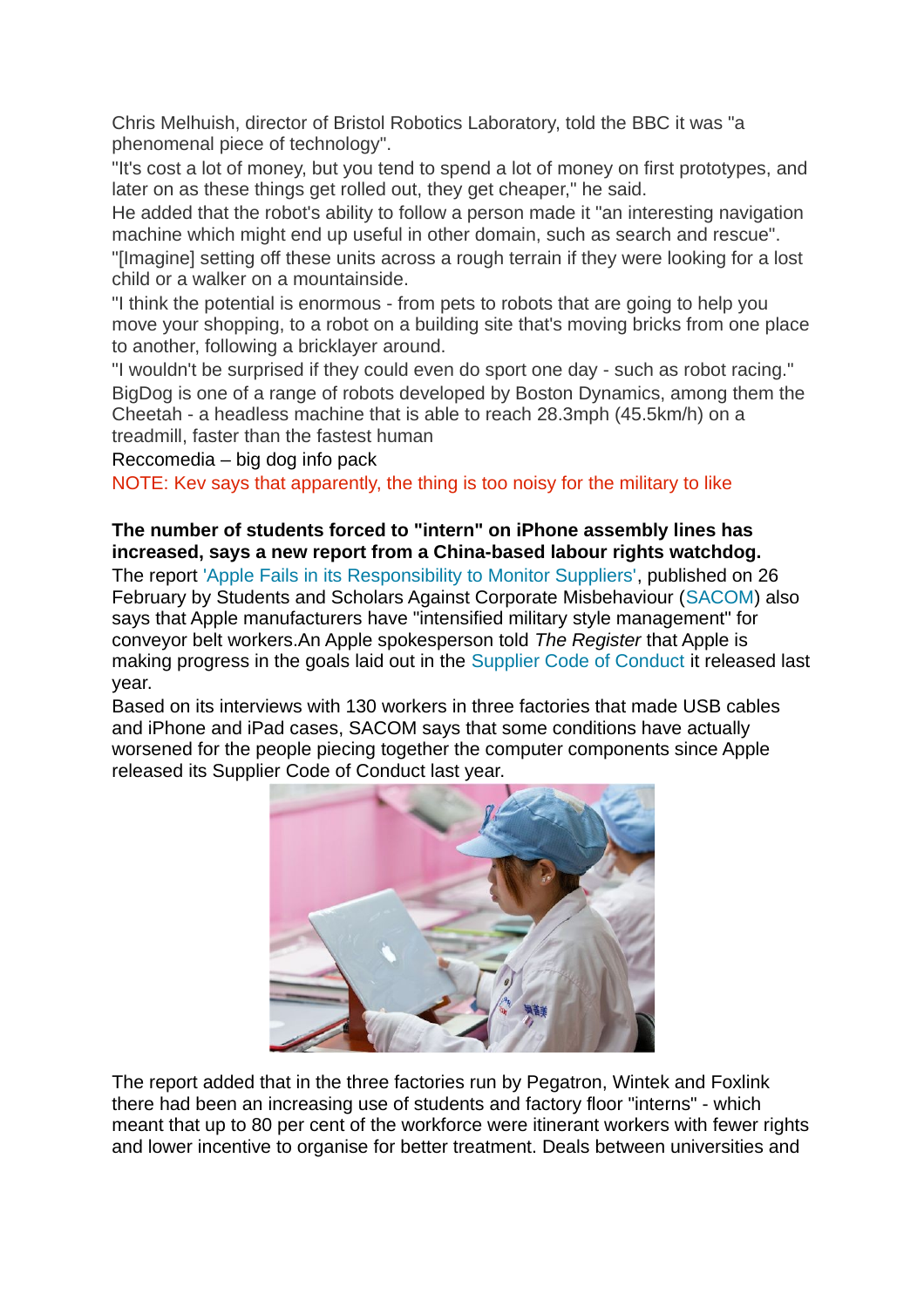Chris Melhuish, director of Bristol Robotics Laboratory, told the BBC it was "a phenomenal piece of technology".

"It's cost a lot of money, but you tend to spend a lot of money on first prototypes, and later on as these things get rolled out, they get cheaper," he said.

He added that the robot's ability to follow a person made it "an interesting navigation machine which might end up useful in other domain, such as search and rescue".

"[Imagine] setting off these units across a rough terrain if they were looking for a lost child or a walker on a mountainside.

"I think the potential is enormous - from pets to robots that are going to help you move your shopping, to a robot on a building site that's moving bricks from one place to another, following a bricklayer around.

"I wouldn't be surprised if they could even do sport one day - such as robot racing."

BigDog is one of a range of robots developed by Boston Dynamics, among them the Cheetah - a headless machine that is able to reach 28.3mph (45.5km/h) on a treadmill, faster than the fastest human

Reccomedia – big dog info pack

NOTE: Kev says that apparently, the thing is too noisy for the military to like

**The number of students forced to "intern" on iPhone assembly lines has increased, says a new report from a China-based labour rights watchdog.**

The report 'Apple Fails in its Responsibility to Monitor Suppliers', published on 26 February by Students and Scholars Against Corporate Misbehaviour (SACOM) also says that Apple manufacturers have "intensified military style management" for conveyor belt workers.An Apple spokesperson told *The Register* that Apple is making progress in the goals laid out in the Supplier Code of Conduct it released last year.

Based on its interviews with 130 workers in three factories that made USB cables and iPhone and iPad cases, SACOM says that some conditions have actually worsened for the people piecing together the computer components since Apple released its Supplier Code of Conduct last year.

The report added that in the three factories run by Pegatron, Wintek and Foxlink there had been an increasing use of students and factory floor "interns" - which meant that up to 80 per cent of the workforce were itinerant workers with fewer rights and lower incentive to organise for better treatment. Deals between universities and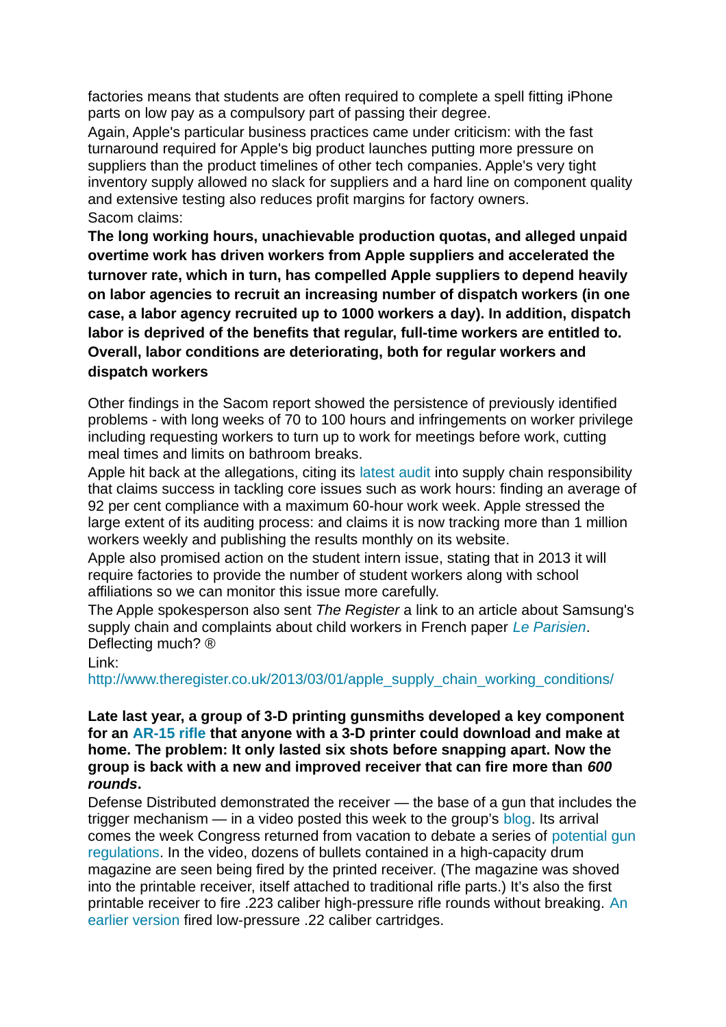factories means that students are often required to complete a spell fitting iPhone parts on low pay as a compulsory part of passing their degree.

Again, Apple's particular business practices came under criticism: with the fast turnaround required for Apple's big product launches putting more pressure on suppliers than the product timelines of other tech companies. Apple's very tight inventory supply allowed no slack for suppliers and a hard line on component quality and extensive testing also reduces profit margins for factory owners.

Sacom claims:

**The long working hours, unachievable production quotas, and alleged unpaid overtime work has driven workers from Apple suppliers and accelerated the turnover rate, which in turn, has compelled Apple suppliers to depend heavily on labor agencies to recruit an increasing number of dispatch workers (in one case, a labor agency recruited up to 1000 workers a day). In addition, dispatch labor is deprived of the benefits that regular, full-time workers are entitled to. Overall, labor conditions are deteriorating, both for regular workers and dispatch workers**

Other findings in the Sacom report showed the persistence of previously identified problems - with long weeks of 70 to 100 hours and infringements on worker privilege including requesting workers to turn up to work for meetings before work, cutting meal times and limits on bathroom breaks.

Apple hit back at the allegations, citing its latest audit into supply chain responsibility that claims success in tackling core issues such as work hours: finding an average of 92 per cent compliance with a maximum 60-hour work week. Apple stressed the large extent of its auditing process: and claims it is now tracking more than 1 million workers weekly and publishing the results monthly on its website.

Apple also promised action on the student intern issue, stating that in 2013 it will require factories to provide the number of student workers along with school affiliations so we can monitor this issue more carefully.

The Apple spokesperson also sent *The Register* a link to an article about Samsung's supply chain and complaints about child workers in French paper *Le Parisien*. Deflecting much? ®

Link:
http://www.theregister.co.uk/2013/03/01/apple_supply_chain_working_conditions/

**Late last year, a group of 3-D printing gunsmiths developed a key component for an AR-15 rifle that anyone with a 3-D printer could download and make at home. The problem: It only lasted six shots before snapping apart. Now the group is back with a new and improved receiver that can fire more than *600 rounds*.**

Defense Distributed demonstrated the receiver — the base of a gun that includes the trigger mechanism — in a video posted this week to the group's blog. Its arrival comes the week Congress returned from vacation to debate a series of potential gun regulations. In the video, dozens of bullets contained in a high-capacity drum magazine are seen being fired by the printed receiver. (The magazine was shoved into the printable receiver, itself attached to traditional rifle parts.) It's also the first printable receiver to fire .223 caliber high-pressure rifle rounds without breaking. An earlier version fired low-pressure .22 caliber cartridges.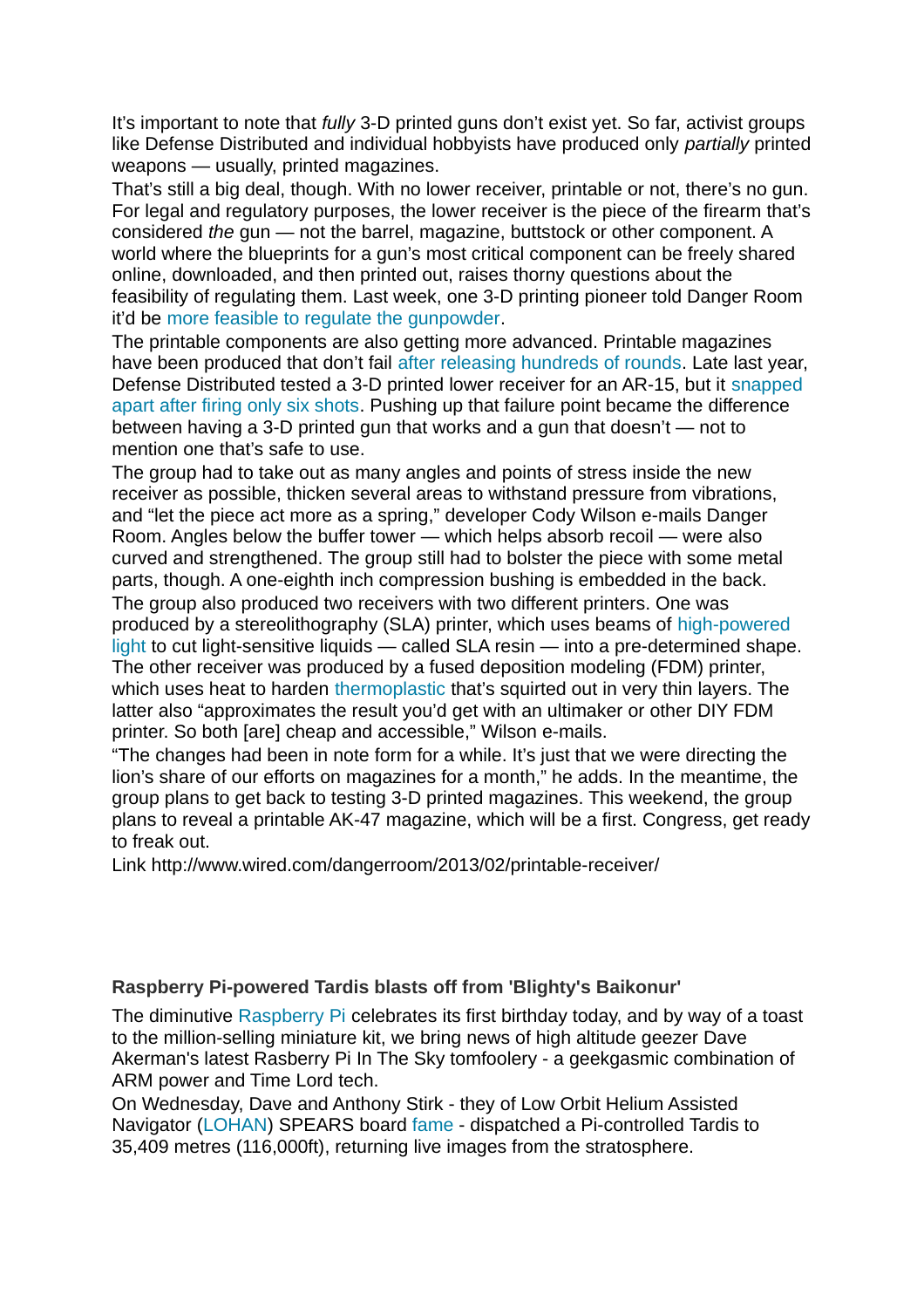It's important to note that *fully* 3-D printed guns don't exist yet. So far, activist groups like Defense Distributed and individual hobbyists have produced only *partially* printed weapons — usually, printed magazines.

That's still a big deal, though. With no lower receiver, printable or not, there's no gun. For legal and regulatory purposes, the lower receiver is the piece of the firearm that's considered *the* gun — not the barrel, magazine, buttstock or other component. A world where the blueprints for a gun's most critical component can be freely shared online, downloaded, and then printed out, raises thorny questions about the feasibility of regulating them. Last week, one 3-D printing pioneer told Danger Room it'd be more feasible to regulate the gunpowder.

The printable components are also getting more advanced. Printable magazines have been produced that don't fail after releasing hundreds of rounds. Late last year, Defense Distributed tested a 3-D printed lower receiver for an AR-15, but it snapped apart after firing only six shots. Pushing up that failure point became the difference between having a 3-D printed gun that works and a gun that doesn't — not to mention one that's safe to use.

The group had to take out as many angles and points of stress inside the new receiver as possible, thicken several areas to withstand pressure from vibrations, and "let the piece act more as a spring," developer Cody Wilson e-mails Danger Room. Angles below the buffer tower — which helps absorb recoil — were also curved and strengthened. The group still had to bolster the piece with some metal parts, though. A one-eighth inch compression bushing is embedded in the back.

The group also produced two receivers with two different printers. One was produced by a stereolithography (SLA) printer, which uses beams of high-powered light to cut light-sensitive liquids — called SLA resin — into a pre-determined shape. The other receiver was produced by a fused deposition modeling (FDM) printer, which uses heat to harden thermoplastic that's squirted out in very thin layers. The latter also "approximates the result you'd get with an ultimaker or other DIY FDM printer. So both [are] cheap and accessible," Wilson e-mails.

"The changes had been in note form for a while. It's just that we were directing the lion's share of our efforts on magazines for a month," he adds. In the meantime, the group plans to get back to testing 3-D printed magazines. This weekend, the group plans to reveal a printable AK-47 magazine, which will be a first. Congress, get ready to freak out.

Link http://www.wired.com/dangerroom/2013/02/printable-receiver/

**Raspberry Pi-powered Tardis blasts off from 'Blighty's Baikonur'**

The diminutive Raspberry Pi celebrates its first birthday today, and by way of a toast to the million-selling miniature kit, we bring news of high altitude geezer Dave Akerman's latest Rasberry Pi In The Sky tomfoolery - a geekgasmic combination of ARM power and Time Lord tech.

On Wednesday, Dave and Anthony Stirk - they of Low Orbit Helium Assisted Navigator (LOHAN) SPEARS board fame - dispatched a Pi-controlled Tardis to 35,409 metres (116,000ft), returning live images from the stratosphere.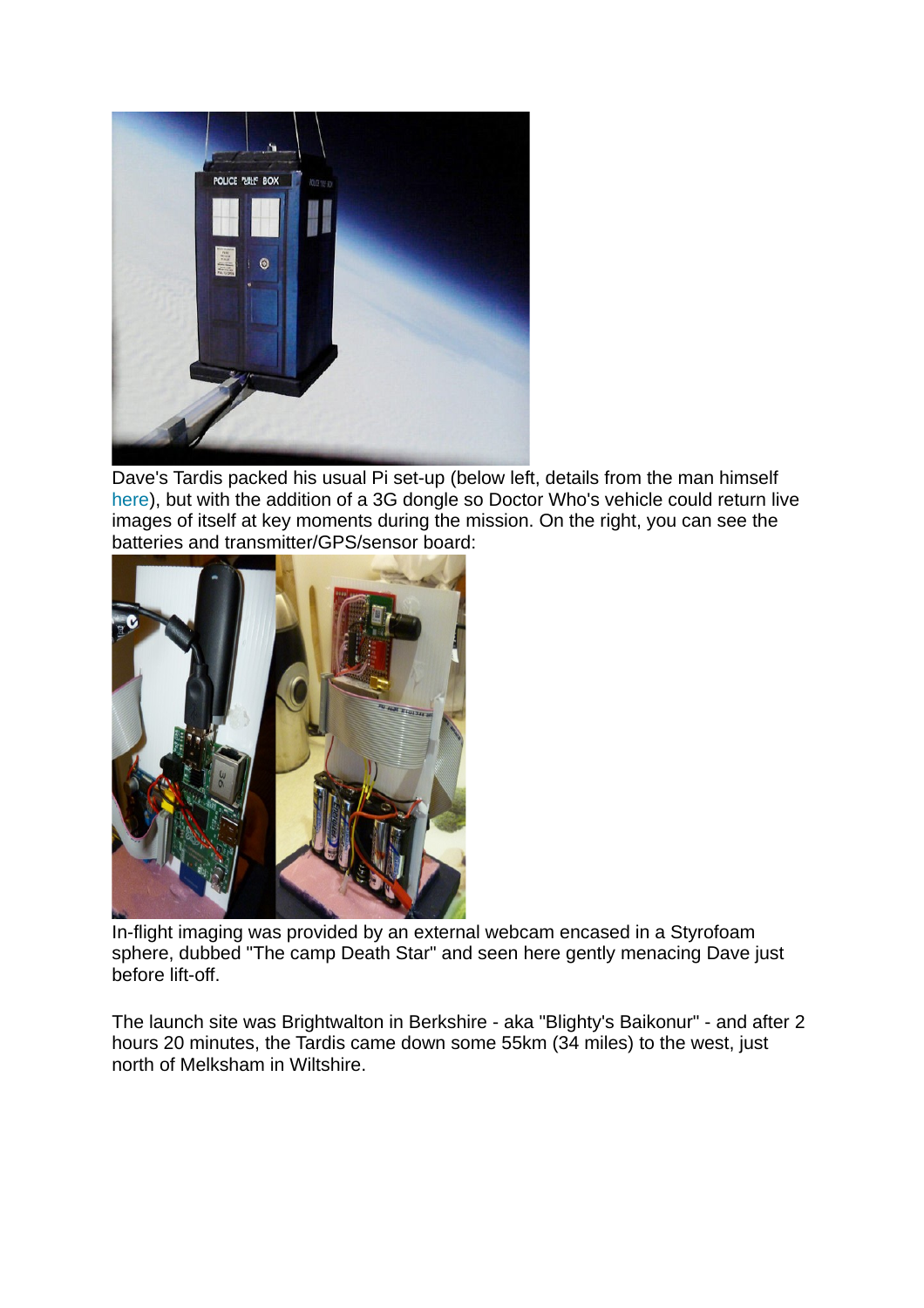Dave's Tardis packed his usual Pi set-up (below left, details from the man himself here), but with the addition of a 3G dongle so Doctor Who's vehicle could return live images of itself at key moments during the mission. On the right, you can see the batteries and transmitter/GPS/sensor board:

In-flight imaging was provided by an external webcam encased in a Styrofoam sphere, dubbed "The camp Death Star" and seen here gently menacing Dave just before lift-off.

The launch site was Brightwalton in Berkshire - aka "Blighty's Baikonur" - and after 2 hours 20 minutes, the Tardis came down some 55km (34 miles) to the west, just north of Melksham in Wiltshire.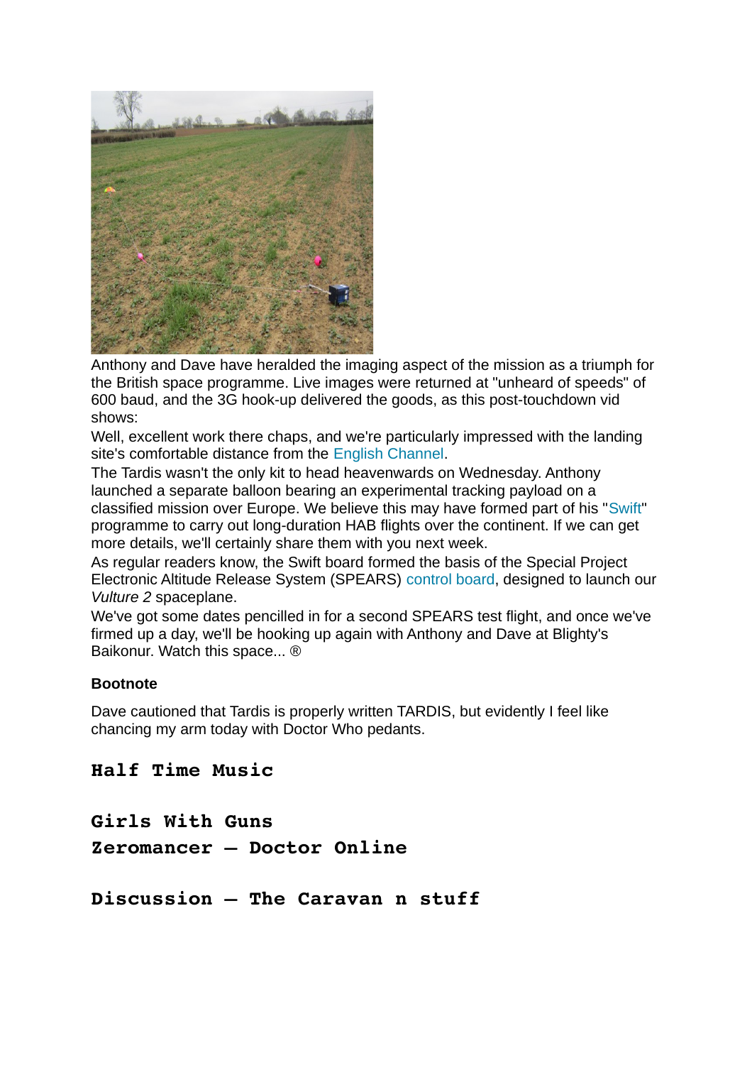Anthony and Dave have heralded the imaging aspect of the mission as a triumph for the British space programme. Live images were returned at "unheard of speeds" of 600 baud, and the 3G hook-up delivered the goods, as this post-touchdown vid shows:

Well, excellent work there chaps, and we're particularly impressed with the landing site's comfortable distance from the English Channel.

The Tardis wasn't the only kit to head heavenwards on Wednesday. Anthony launched a separate balloon bearing an experimental tracking payload on a classified mission over Europe. We believe this may have formed part of his "Swift" programme to carry out long-duration HAB flights over the continent. If we can get more details, we'll certainly share them with you next week.

As regular readers know, the Swift board formed the basis of the Special Project Electronic Altitude Release System (SPEARS) control board, designed to launch our *Vulture 2* spaceplane.

We've got some dates pencilled in for a second SPEARS test flight, and once we've firmed up a day, we'll be hooking up again with Anthony and Dave at Blighty's Baikonur. Watch this space... ®

**Bootnote**

Dave cautioned that Tardis is properly written TARDIS, but evidently I feel like chancing my arm today with Doctor Who pedants.

## Half Time Music

**Girls With Guns**
**Zeromancer – Doctor Online**

## Discussion – The Caravan n stuff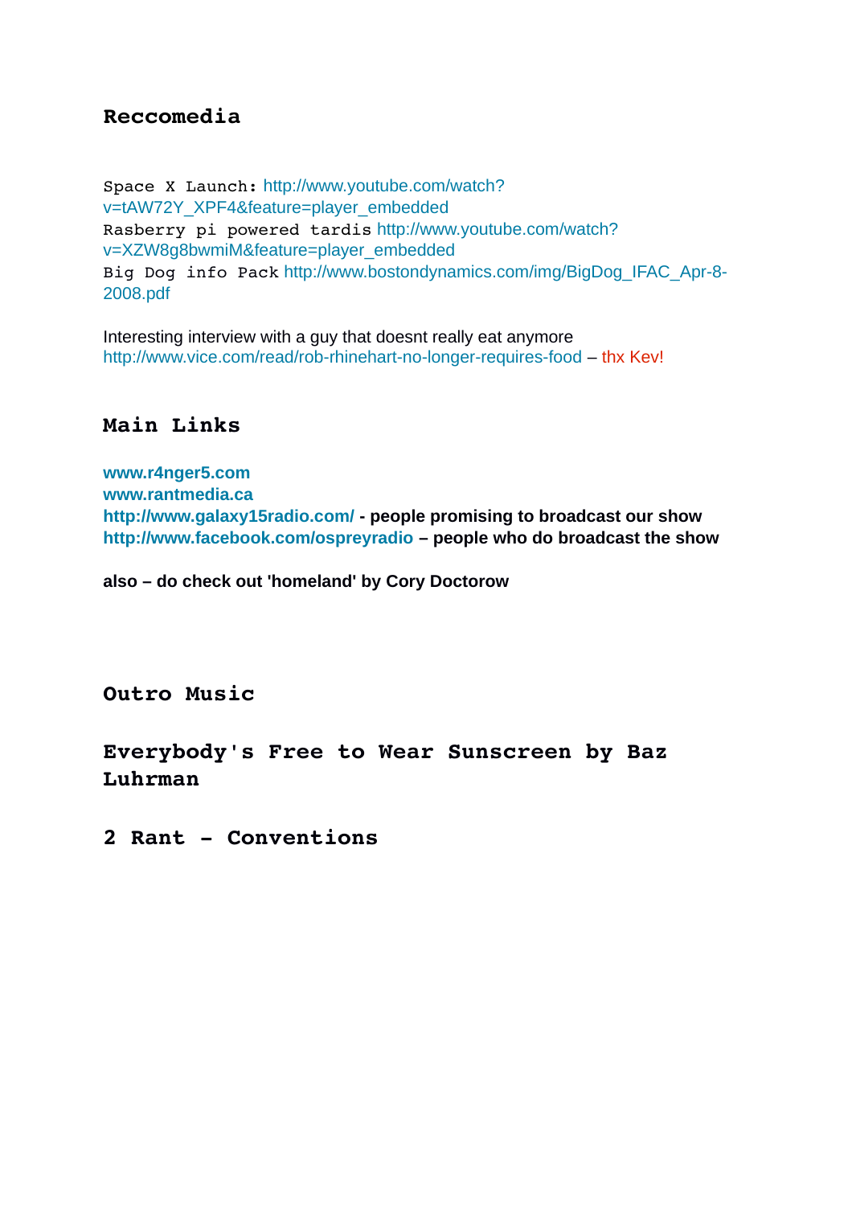## Reccomedia

Space X Launch: http://www.youtube.com/watch?v=tAW72Y_XPF4&feature=player_embedded
Rasberry pi powered tardis http://www.youtube.com/watch?v=XZW8g8bwmiM&feature=player_embedded
Big Dog info Pack http://www.bostondynamics.com/img/BigDog_IFAC_Apr-8-2008.pdf

Interesting interview with a guy that doesnt really eat anymore
http://www.vice.com/read/rob-rhinehart-no-longer-requires-food – thx Kev!

## Main Links

**www.r4nger5.com**
**www.rantmedia.ca**
**http://www.galaxy15radio.com/ - people promising to broadcast our show**
**http://www.facebook.com/ospreyradio – people who do broadcast the show**

**also – do check out 'homeland' by Cory Doctorow**

## Outro Music

## Everybody's Free to Wear Sunscreen by Baz Luhrman

## 2 Rant - Conventions